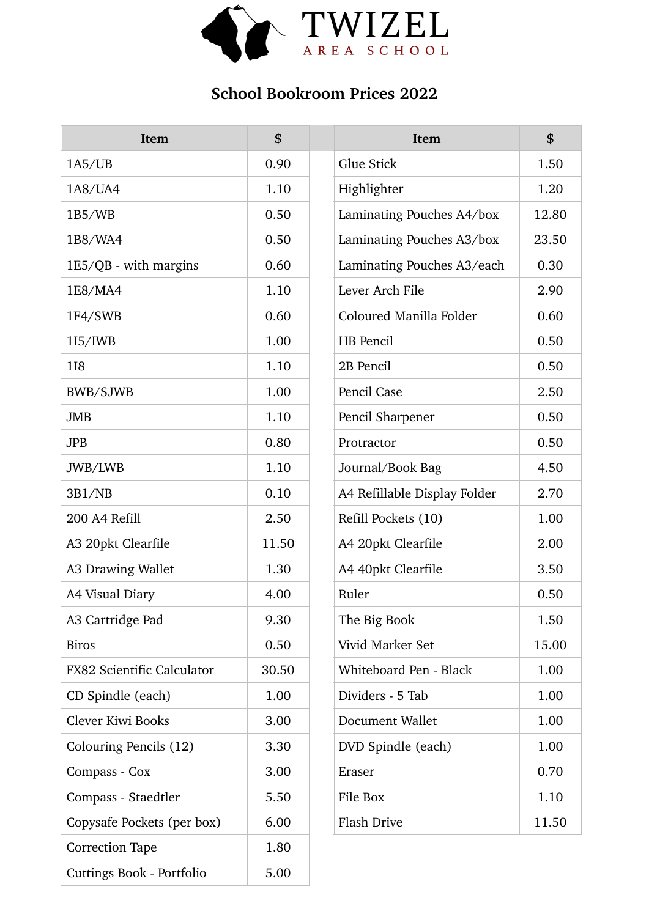# TWIZEL AREA SCHOOL

## School Bookroom Prices 2022

| Item | $ |
|---|---|
| 1A5/UB | 0.90 |
| 1A8/UA4 | 1.10 |
| 1B5/WB | 0.50 |
| 1B8/WA4 | 0.50 |
| 1E5/QB - with margins | 0.60 |
| 1E8/MA4 | 1.10 |
| 1F4/SWB | 0.60 |
| 1I5/IWB | 1.00 |
| 1I8 | 1.10 |
| BWB/SJWB | 1.00 |
| JMB | 1.10 |
| JPB | 0.80 |
| JWB/LWB | 1.10 |
| 3B1/NB | 0.10 |
| 200 A4 Refill | 2.50 |
| A3 20pkt Clearfile | 11.50 |
| A3 Drawing Wallet | 1.30 |
| A4 Visual Diary | 4.00 |
| A3 Cartridge Pad | 9.30 |
| Biros | 0.50 |
| FX82 Scientific Calculator | 30.50 |
| CD Spindle (each) | 1.00 |
| Clever Kiwi Books | 3.00 |
| Colouring Pencils (12) | 3.30 |
| Compass - Cox | 3.00 |
| Compass - Staedtler | 5.50 |
| Copysafe Pockets (per box) | 6.00 |
| Correction Tape | 1.80 |
| Cuttings Book - Portfolio | 5.00 |
| Glue Stick | 1.50 |
| Highlighter | 1.20 |
| Laminating Pouches A4/box | 12.80 |
| Laminating Pouches A3/box | 23.50 |
| Laminating Pouches A3/each | 0.30 |
| Lever Arch File | 2.90 |
| Coloured Manilla Folder | 0.60 |
| HB Pencil | 0.50 |
| 2B Pencil | 0.50 |
| Pencil Case | 2.50 |
| Pencil Sharpener | 0.50 |
| Protractor | 0.50 |
| Journal/Book Bag | 4.50 |
| A4 Refillable Display Folder | 2.70 |
| Refill Pockets (10) | 1.00 |
| A4 20pkt Clearfile | 2.00 |
| A4 40pkt Clearfile | 3.50 |
| Ruler | 0.50 |
| The Big Book | 1.50 |
| Vivid Marker Set | 15.00 |
| Whiteboard Pen - Black | 1.00 |
| Dividers - 5 Tab | 1.00 |
| Document Wallet | 1.00 |
| DVD Spindle (each) | 1.00 |
| Eraser | 0.70 |
| File Box | 1.10 |
| Flash Drive | 11.50 |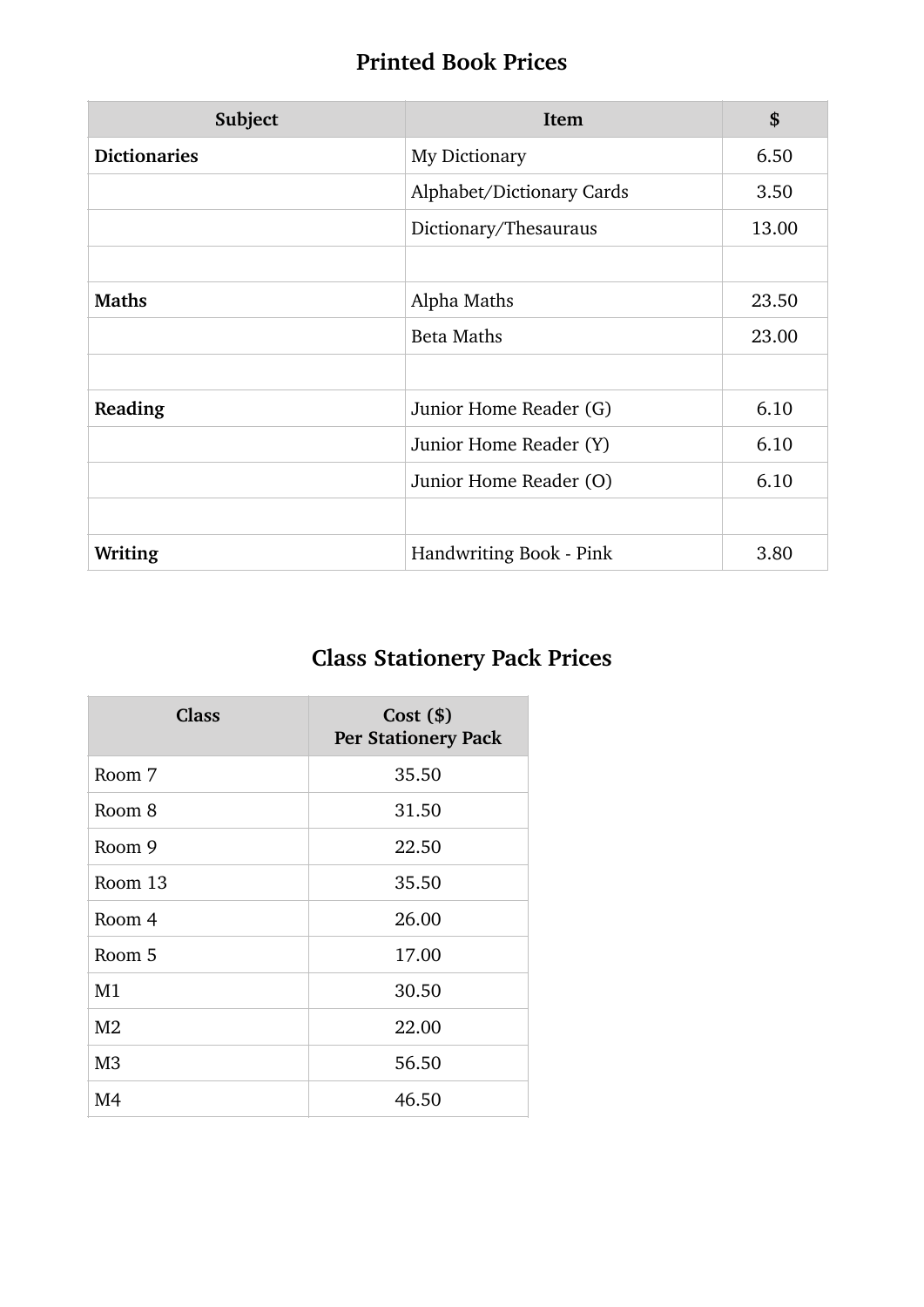## Printed Book Prices

| Subject | Item | $ |
|---|---|---|
| **Dictionaries** | My Dictionary | 6.50 |
| | Alphabet/Dictionary Cards | 3.50 |
| | Dictionary/Thesauraus | 13.00 |
| | | |
| **Maths** | Alpha Maths | 23.50 |
| | Beta Maths | 23.00 |
| | | |
| **Reading** | Junior Home Reader (G) | 6.10 |
| | Junior Home Reader (Y) | 6.10 |
| | Junior Home Reader (O) | 6.10 |
| | | |
| **Writing** | Handwriting Book - Pink | 3.80 |

## Class Stationery Pack Prices

| Class | Cost ($) Per Stationery Pack |
|---|---|
| Room 7 | 35.50 |
| Room 8 | 31.50 |
| Room 9 | 22.50 |
| Room 13 | 35.50 |
| Room 4 | 26.00 |
| Room 5 | 17.00 |
| M1 | 30.50 |
| M2 | 22.00 |
| M3 | 56.50 |
| M4 | 46.50 |